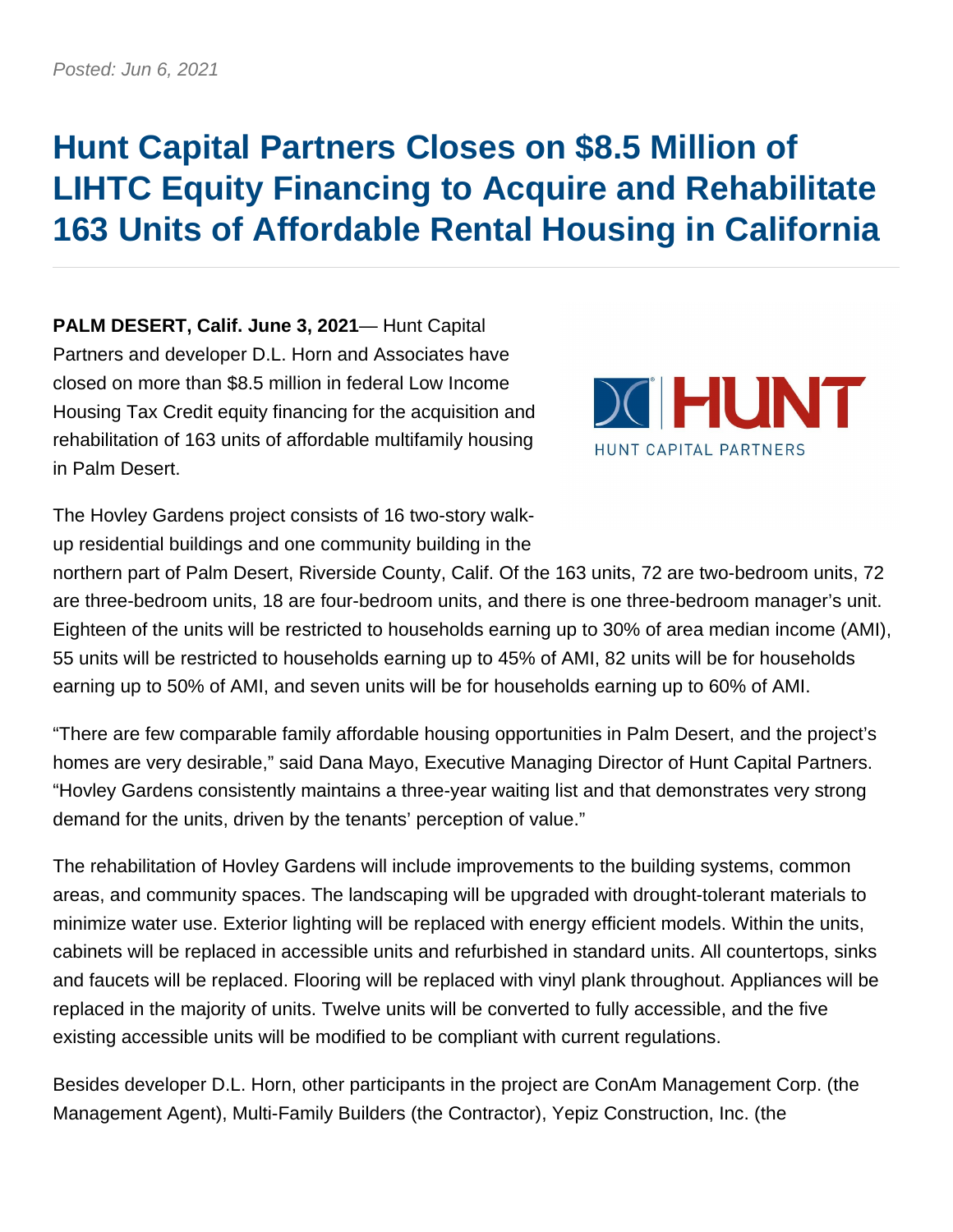*Posted: Jun 6, 2021*

# Hunt Capital Partners Closes on $8.5 Million of LIHTC Equity Financing to Acquire and Rehabilitate 163 Units of Affordable Rental Housing in California

**PALM DESERT, Calif. June 3, 2021**— Hunt Capital Partners and developer D.L. Horn and Associates have closed on more than $8.5 million in federal Low Income Housing Tax Credit equity financing for the acquisition and rehabilitation of 163 units of affordable multifamily housing in Palm Desert.

The Hovley Gardens project consists of 16 two-story walk-up residential buildings and one community building in the northern part of Palm Desert, Riverside County, Calif. Of the 163 units, 72 are two-bedroom units, 72 are three-bedroom units, 18 are four-bedroom units, and there is one three-bedroom manager's unit. Eighteen of the units will be restricted to households earning up to 30% of area median income (AMI), 55 units will be restricted to households earning up to 45% of AMI, 82 units will be for households earning up to 50% of AMI, and seven units will be for households earning up to 60% of AMI.

"There are few comparable family affordable housing opportunities in Palm Desert, and the project's homes are very desirable," said Dana Mayo, Executive Managing Director of Hunt Capital Partners. "Hovley Gardens consistently maintains a three-year waiting list and that demonstrates very strong demand for the units, driven by the tenants' perception of value."

The rehabilitation of Hovley Gardens will include improvements to the building systems, common areas, and community spaces. The landscaping will be upgraded with drought-tolerant materials to minimize water use. Exterior lighting will be replaced with energy efficient models. Within the units, cabinets will be replaced in accessible units and refurbished in standard units. All countertops, sinks and faucets will be replaced. Flooring will be replaced with vinyl plank throughout. Appliances will be replaced in the majority of units. Twelve units will be converted to fully accessible, and the five existing accessible units will be modified to be compliant with current regulations.

Besides developer D.L. Horn, other participants in the project are ConAm Management Corp. (the Management Agent), Multi-Family Builders (the Contractor), Yepiz Construction, Inc. (the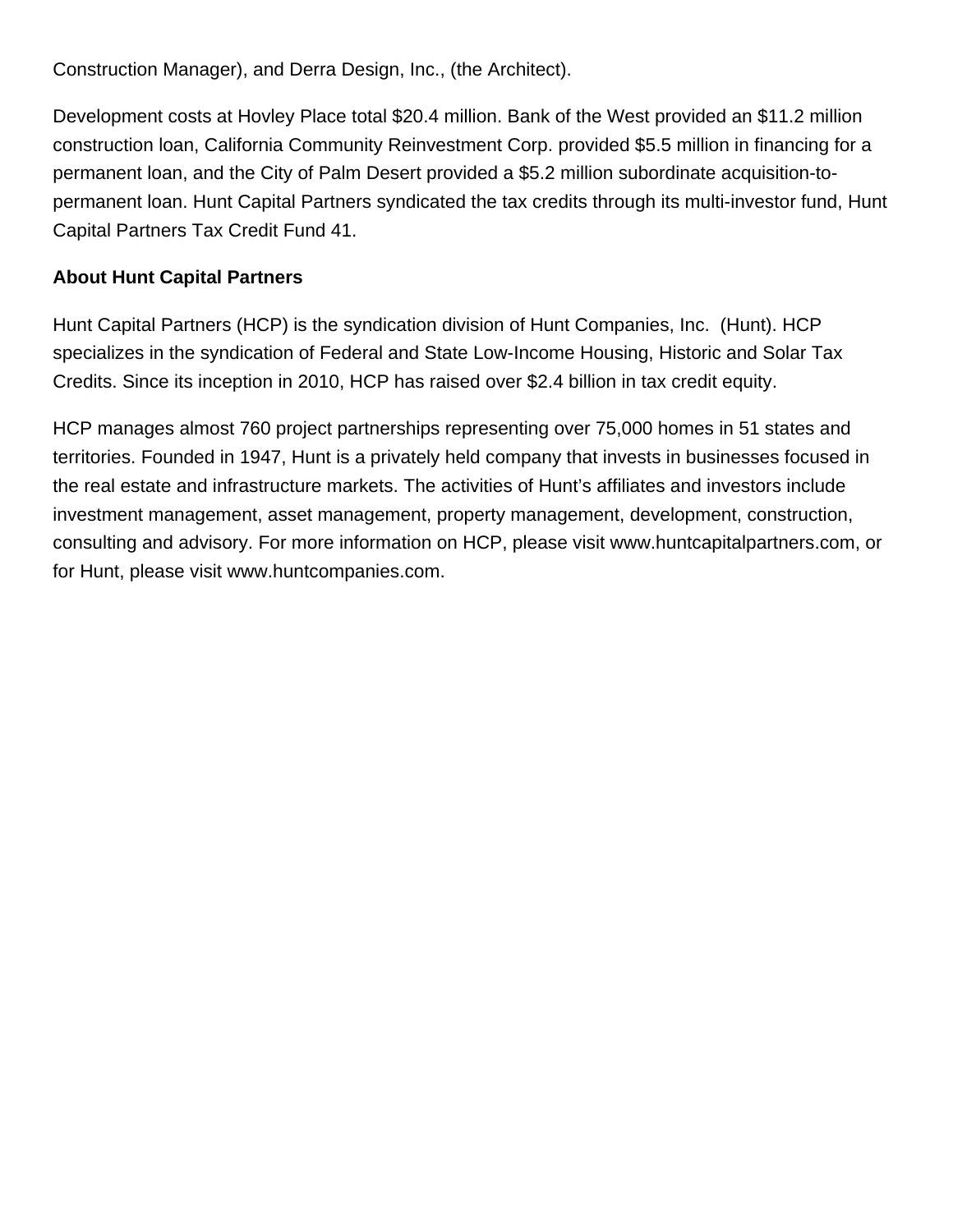Construction Manager), and Derra Design, Inc., (the Architect).

Development costs at Hovley Place total $20.4 million. Bank of the West provided an $11.2 million construction loan, California Community Reinvestment Corp. provided $5.5 million in financing for a permanent loan, and the City of Palm Desert provided a $5.2 million subordinate acquisition-to-permanent loan. Hunt Capital Partners syndicated the tax credits through its multi-investor fund, Hunt Capital Partners Tax Credit Fund 41.

**About Hunt Capital Partners**

Hunt Capital Partners (HCP) is the syndication division of Hunt Companies, Inc. (Hunt). HCP specializes in the syndication of Federal and State Low-Income Housing, Historic and Solar Tax Credits. Since its inception in 2010, HCP has raised over $2.4 billion in tax credit equity.

HCP manages almost 760 project partnerships representing over 75,000 homes in 51 states and territories. Founded in 1947, Hunt is a privately held company that invests in businesses focused in the real estate and infrastructure markets. The activities of Hunt's affiliates and investors include investment management, asset management, property management, development, construction, consulting and advisory. For more information on HCP, please visit www.huntcapitalpartners.com, or for Hunt, please visit www.huntcompanies.com.